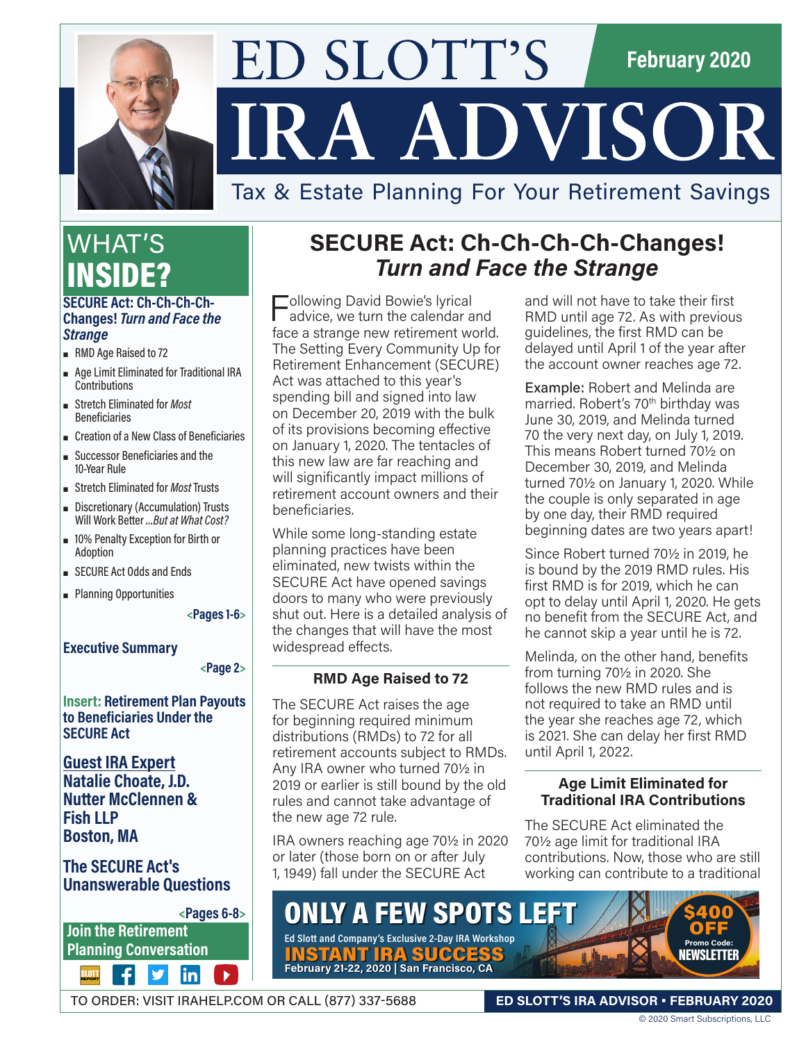# ED SLOTT'S IRA ADVISOR

February 2020

Tax & Estate Planning For Your Retirement Savings

## WHAT'S INSIDE?

**SECURE Act: Ch-Ch-Ch-Ch-Changes! *Turn and Face the Strange***

- RMD Age Raised to 72
- Age Limit Eliminated for Traditional IRA Contributions
- Stretch Eliminated for *Most* Beneficiaries
- Creation of a New Class of Beneficiaries
- Successor Beneficiaries and the 10-Year Rule
- Stretch Eliminated for *Most* Trusts
- Discretionary (Accumulation) Trusts Will Work Better *...But at What Cost?*
- 10% Penalty Exception for Birth or Adoption
- SECURE Act Odds and Ends
- Planning Opportunities

<Pages 1-6>

**Executive Summary**

<Page 2>

**Insert: Retirement Plan Payouts to Beneficiaries Under the SECURE Act**

**Guest IRA Expert**
**Natalie Choate, J.D.**
**Nutter McClennen & Fish LLP**
**Boston, MA**

**The SECURE Act's Unanswerable Questions**

<Pages 6-8>

**Join the Retirement Planning Conversation**

# SECURE Act: Ch-Ch-Ch-Ch-Changes! *Turn and Face the Strange*

Following David Bowie's lyrical advice, we turn the calendar and face a strange new retirement world. The Setting Every Community Up for Retirement Enhancement (SECURE) Act was attached to this year's spending bill and signed into law on December 20, 2019 with the bulk of its provisions becoming effective on January 1, 2020. The tentacles of this new law are far reaching and will significantly impact millions of retirement account owners and their beneficiaries.

While some long-standing estate planning practices have been eliminated, new twists within the SECURE Act have opened savings doors to many who were previously shut out. Here is a detailed analysis of the changes that will have the most widespread effects.

### RMD Age Raised to 72

The SECURE Act raises the age for beginning required minimum distributions (RMDs) to 72 for all retirement accounts subject to RMDs. Any IRA owner who turned 70½ in 2019 or earlier is still bound by the old rules and cannot take advantage of the new age 72 rule.

IRA owners reaching age 70½ in 2020 or later (those born on or after July 1, 1949) fall under the SECURE Act and will not have to take their first RMD until age 72. As with previous guidelines, the first RMD can be delayed until April 1 of the year after the account owner reaches age 72.

**Example:** Robert and Melinda are married. Robert's 70th birthday was June 30, 2019, and Melinda turned 70 the very next day, on July 1, 2019. This means Robert turned 70½ on December 30, 2019, and Melinda turned 70½ on January 1, 2020. While the couple is only separated in age by one day, their RMD required beginning dates are two years apart!

Since Robert turned 70½ in 2019, he is bound by the 2019 RMD rules. His first RMD is for 2019, which he can opt to delay until April 1, 2020. He gets no benefit from the SECURE Act, and he cannot skip a year until he is 72.

Melinda, on the other hand, benefits from turning 70½ in 2020. She follows the new RMD rules and is not required to take an RMD until the year she reaches age 72, which is 2021. She can delay her first RMD until April 1, 2022.

### Age Limit Eliminated for Traditional IRA Contributions

The SECURE Act eliminated the 70½ age limit for traditional IRA contributions. Now, those who are still working can contribute to a traditional

**ONLY A FEW SPOTS LEFT**
Ed Slott and Company's Exclusive 2-Day IRA Workshop
**INSTANT IRA SUCCESS**
February 21-22, 2020 | San Francisco, CA
**$400 OFF** Promo Code: **NEWSLETTER**

TO ORDER: VISIT IRAHELP.COM OR CALL (877) 337-5688

© 2020 Smart Subscriptions, LLC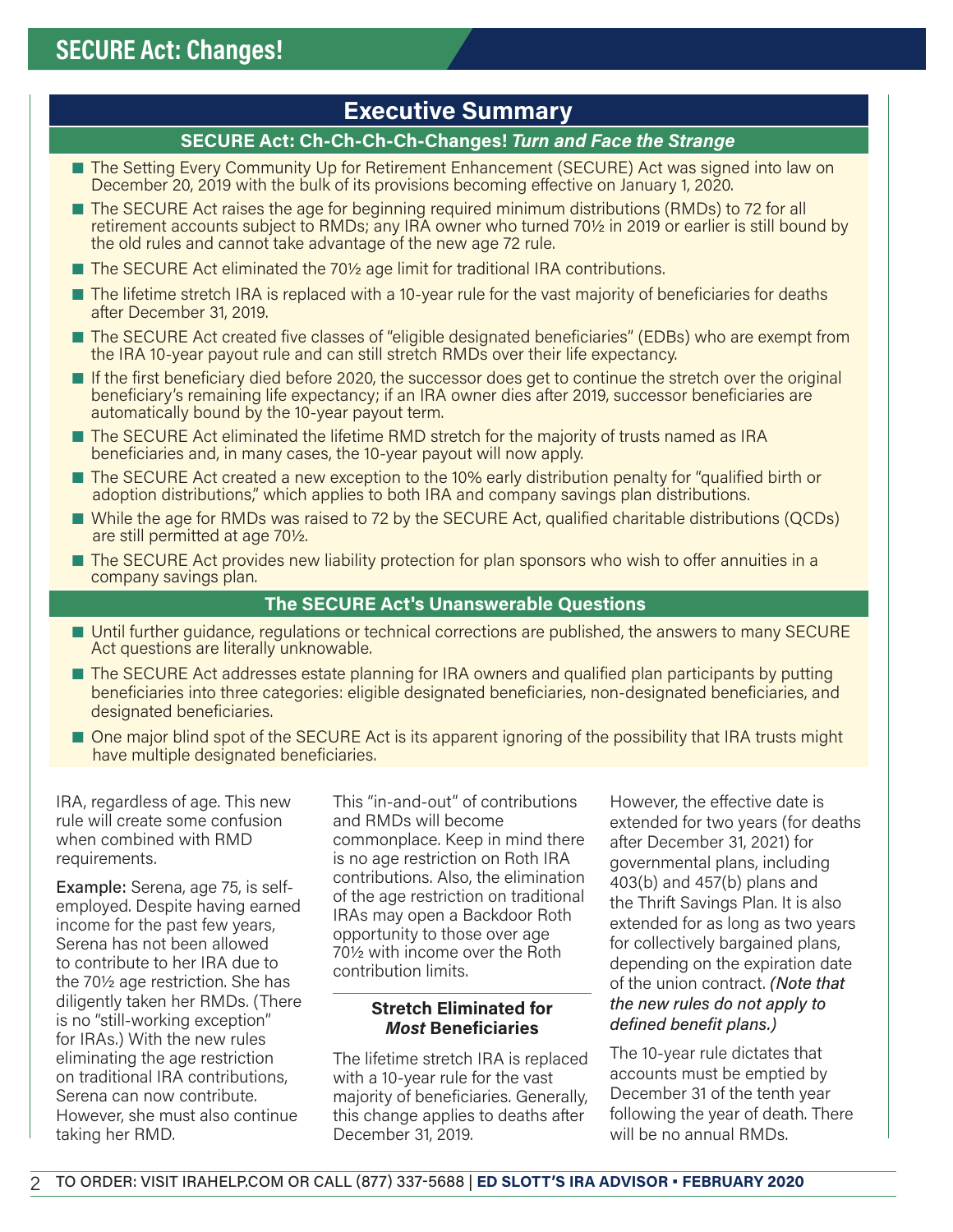## SECURE Act: Changes!

## Executive Summary

### SECURE Act: Ch-Ch-Ch-Ch-Changes! *Turn and Face the Strange*

- The Setting Every Community Up for Retirement Enhancement (SECURE) Act was signed into law on December 20, 2019 with the bulk of its provisions becoming effective on January 1, 2020.
- The SECURE Act raises the age for beginning required minimum distributions (RMDs) to 72 for all retirement accounts subject to RMDs; any IRA owner who turned 70½ in 2019 or earlier is still bound by the old rules and cannot take advantage of the new age 72 rule.
- The SECURE Act eliminated the 70½ age limit for traditional IRA contributions.
- The lifetime stretch IRA is replaced with a 10-year rule for the vast majority of beneficiaries for deaths after December 31, 2019.
- The SECURE Act created five classes of "eligible designated beneficiaries" (EDBs) who are exempt from the IRA 10-year payout rule and can still stretch RMDs over their life expectancy.
- If the first beneficiary died before 2020, the successor does get to continue the stretch over the original beneficiary's remaining life expectancy; if an IRA owner dies after 2019, successor beneficiaries are automatically bound by the 10-year payout term.
- The SECURE Act eliminated the lifetime RMD stretch for the majority of trusts named as IRA beneficiaries and, in many cases, the 10-year payout will now apply.
- The SECURE Act created a new exception to the 10% early distribution penalty for "qualified birth or adoption distributions," which applies to both IRA and company savings plan distributions.
- While the age for RMDs was raised to 72 by the SECURE Act, qualified charitable distributions (QCDs) are still permitted at age 70½.
- The SECURE Act provides new liability protection for plan sponsors who wish to offer annuities in a company savings plan.

### The SECURE Act's Unanswerable Questions

- Until further guidance, regulations or technical corrections are published, the answers to many SECURE Act questions are literally unknowable.
- The SECURE Act addresses estate planning for IRA owners and qualified plan participants by putting beneficiaries into three categories: eligible designated beneficiaries, non-designated beneficiaries, and designated beneficiaries.
- One major blind spot of the SECURE Act is its apparent ignoring of the possibility that IRA trusts might have multiple designated beneficiaries.

IRA, regardless of age. This new rule will create some confusion when combined with RMD requirements.

**Example:** Serena, age 75, is self-employed. Despite having earned income for the past few years, Serena has not been allowed to contribute to her IRA due to the 70½ age restriction. She has diligently taken her RMDs. (There is no "still-working exception" for IRAs.) With the new rules eliminating the age restriction on traditional IRA contributions, Serena can now contribute. However, she must also continue taking her RMD.

This "in-and-out" of contributions and RMDs will become commonplace. Keep in mind there is no age restriction on Roth IRA contributions. Also, the elimination of the age restriction on traditional IRAs may open a Backdoor Roth opportunity to those over age 70½ with income over the Roth contribution limits.

### Stretch Eliminated for *Most* Beneficiaries

The lifetime stretch IRA is replaced with a 10-year rule for the vast majority of beneficiaries. Generally, this change applies to deaths after December 31, 2019.

However, the effective date is extended for two years (for deaths after December 31, 2021) for governmental plans, including 403(b) and 457(b) plans and the Thrift Savings Plan. It is also extended for as long as two years for collectively bargained plans, depending on the expiration date of the union contract. *(Note that the new rules do not apply to defined benefit plans.)*

The 10-year rule dictates that accounts must be emptied by December 31 of the tenth year following the year of death. There will be no annual RMDs.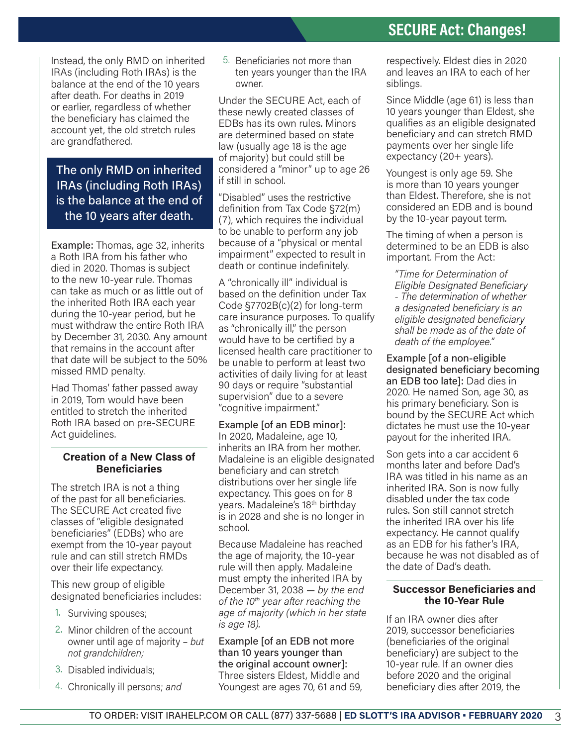Instead, the only RMD on inherited IRAs (including Roth IRAs) is the balance at the end of the 10 years after death. For deaths in 2019 or earlier, regardless of whether the beneficiary has claimed the account yet, the old stretch rules are grandfathered.

> The only RMD on inherited IRAs (including Roth IRAs) is the balance at the end of the 10 years after death.

**Example:** Thomas, age 32, inherits a Roth IRA from his father who died in 2020. Thomas is subject to the new 10-year rule. Thomas can take as much or as little out of the inherited Roth IRA each year during the 10-year period, but he must withdraw the entire Roth IRA by December 31, 2030. Any amount that remains in the account after that date will be subject to the 50% missed RMD penalty.

Had Thomas' father passed away in 2019, Tom would have been entitled to stretch the inherited Roth IRA based on pre-SECURE Act guidelines.

### Creation of a New Class of Beneficiaries

The stretch IRA is not a thing of the past for all beneficiaries. The SECURE Act created five classes of "eligible designated beneficiaries" (EDBs) who are exempt from the 10-year payout rule and can still stretch RMDs over their life expectancy.

This new group of eligible designated beneficiaries includes:

1. Surviving spouses;
2. Minor children of the account owner until age of majority – *but not grandchildren;*
3. Disabled individuals;
4. Chronically ill persons; *and*
5. Beneficiaries not more than ten years younger than the IRA owner.

Under the SECURE Act, each of these newly created classes of EDBs has its own rules. Minors are determined based on state law (usually age 18 is the age of majority) but could still be considered a "minor" up to age 26 if still in school.

"Disabled" uses the restrictive definition from Tax Code §72(m)(7), which requires the individual to be unable to perform any job because of a "physical or mental impairment" expected to result in death or continue indefinitely.

A "chronically ill" individual is based on the definition under Tax Code §7702B(c)(2) for long-term care insurance purposes. To qualify as "chronically ill," the person would have to be certified by a licensed health care practitioner to be unable to perform at least two activities of daily living for at least 90 days or require "substantial supervision" due to a severe "cognitive impairment."

**Example [of an EDB minor]:** In 2020, Madaleine, age 10, inherits an IRA from her mother. Madaleine is an eligible designated beneficiary and can stretch distributions over her single life expectancy. This goes on for 8 years. Madaleine's 18th birthday is in 2028 and she is no longer in school.

Because Madaleine has reached the age of majority, the 10-year rule will then apply. Madaleine must empty the inherited IRA by December 31, 2038 — *by the end of the 10th year after reaching the age of majority (which in her state is age 18).*

**Example [of an EDB not more than 10 years younger than the original account owner]:** Three sisters Eldest, Middle and Youngest are ages 70, 61 and 59, respectively. Eldest dies in 2020 and leaves an IRA to each of her siblings.

Since Middle (age 61) is less than 10 years younger than Eldest, she qualifies as an eligible designated beneficiary and can stretch RMD payments over her single life expectancy (20+ years).

Youngest is only age 59. She is more than 10 years younger than Eldest. Therefore, she is not considered an EDB and is bound by the 10-year payout term.

The timing of when a person is determined to be an EDB is also important. From the Act:

> *"Time for Determination of Eligible Designated Beneficiary - The determination of whether a designated beneficiary is an eligible designated beneficiary shall be made as of the date of death of the employee."*

**Example [of a non-eligible designated beneficiary becoming an EDB too late]:** Dad dies in 2020. He named Son, age 30, as his primary beneficiary. Son is bound by the SECURE Act which dictates he must use the 10-year payout for the inherited IRA.

Son gets into a car accident 6 months later and before Dad's IRA was titled in his name as an inherited IRA. Son is now fully disabled under the tax code rules. Son still cannot stretch the inherited IRA over his life expectancy. He cannot qualify as an EDB for his father's IRA, because he was not disabled as of the date of Dad's death.

### Successor Beneficiaries and the 10-Year Rule

If an IRA owner dies after 2019, successor beneficiaries (beneficiaries of the original beneficiary) are subject to the 10-year rule. If an owner dies before 2020 and the original beneficiary dies after 2019, the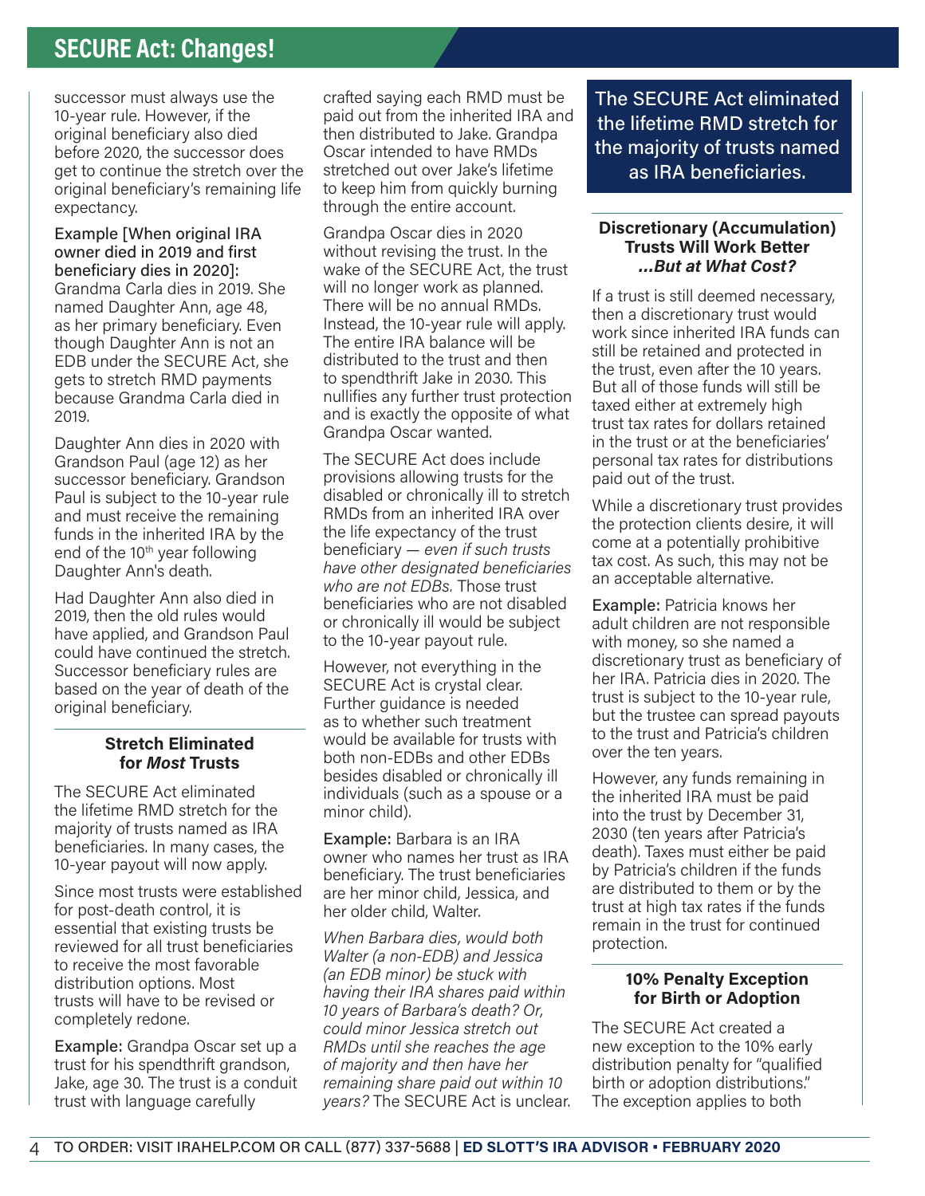successor must always use the 10-year rule. However, if the original beneficiary also died before 2020, the successor does get to continue the stretch over the original beneficiary's remaining life expectancy.

Example [When original IRA owner died in 2019 and first beneficiary dies in 2020]: Grandma Carla dies in 2019. She named Daughter Ann, age 48, as her primary beneficiary. Even though Daughter Ann is not an EDB under the SECURE Act, she gets to stretch RMD payments because Grandma Carla died in 2019.

Daughter Ann dies in 2020 with Grandson Paul (age 12) as her successor beneficiary. Grandson Paul is subject to the 10-year rule and must receive the remaining funds in the inherited IRA by the end of the 10th year following Daughter Ann's death.

Had Daughter Ann also died in 2019, then the old rules would have applied, and Grandson Paul could have continued the stretch. Successor beneficiary rules are based on the year of death of the original beneficiary.

### Stretch Eliminated for *Most* Trusts

The SECURE Act eliminated the lifetime RMD stretch for the majority of trusts named as IRA beneficiaries. In many cases, the 10-year payout will now apply.

Since most trusts were established for post-death control, it is essential that existing trusts be reviewed for all trust beneficiaries to receive the most favorable distribution options. Most trusts will have to be revised or completely redone.

Example: Grandpa Oscar set up a trust for his spendthrift grandson, Jake, age 30. The trust is a conduit trust with language carefully crafted saying each RMD must be paid out from the inherited IRA and then distributed to Jake. Grandpa Oscar intended to have RMDs stretched out over Jake's lifetime to keep him from quickly burning through the entire account.

Grandpa Oscar dies in 2020 without revising the trust. In the wake of the SECURE Act, the trust will no longer work as planned. There will be no annual RMDs. Instead, the 10-year rule will apply. The entire IRA balance will be distributed to the trust and then to spendthrift Jake in 2030. This nullifies any further trust protection and is exactly the opposite of what Grandpa Oscar wanted.

The SECURE Act does include provisions allowing trusts for the disabled or chronically ill to stretch RMDs from an inherited IRA over the life expectancy of the trust beneficiary — *even if such trusts have other designated beneficiaries who are not EDBs.* Those trust beneficiaries who are not disabled or chronically ill would be subject to the 10-year payout rule.

However, not everything in the SECURE Act is crystal clear. Further guidance is needed as to whether such treatment would be available for trusts with both non-EDBs and other EDBs besides disabled or chronically ill individuals (such as a spouse or a minor child).

Example: Barbara is an IRA owner who names her trust as IRA beneficiary. The trust beneficiaries are her minor child, Jessica, and her older child, Walter.

*When Barbara dies, would both Walter (a non-EDB) and Jessica (an EDB minor) be stuck with having their IRA shares paid within 10 years of Barbara's death? Or, could minor Jessica stretch out RMDs until she reaches the age of majority and then have her remaining share paid out within 10 years?* The SECURE Act is unclear.

> The SECURE Act eliminated the lifetime RMD stretch for the majority of trusts named as IRA beneficiaries.

### Discretionary (Accumulation) Trusts Will Work Better *…But at What Cost?*

If a trust is still deemed necessary, then a discretionary trust would work since inherited IRA funds can still be retained and protected in the trust, even after the 10 years. But all of those funds will still be taxed either at extremely high trust tax rates for dollars retained in the trust or at the beneficiaries' personal tax rates for distributions paid out of the trust.

While a discretionary trust provides the protection clients desire, it will come at a potentially prohibitive tax cost. As such, this may not be an acceptable alternative.

Example: Patricia knows her adult children are not responsible with money, so she named a discretionary trust as beneficiary of her IRA. Patricia dies in 2020. The trust is subject to the 10-year rule, but the trustee can spread payouts to the trust and Patricia's children over the ten years.

However, any funds remaining in the inherited IRA must be paid into the trust by December 31, 2030 (ten years after Patricia's death). Taxes must either be paid by Patricia's children if the funds are distributed to them or by the trust at high tax rates if the funds remain in the trust for continued protection.

### 10% Penalty Exception for Birth or Adoption

The SECURE Act created a new exception to the 10% early distribution penalty for "qualified birth or adoption distributions." The exception applies to both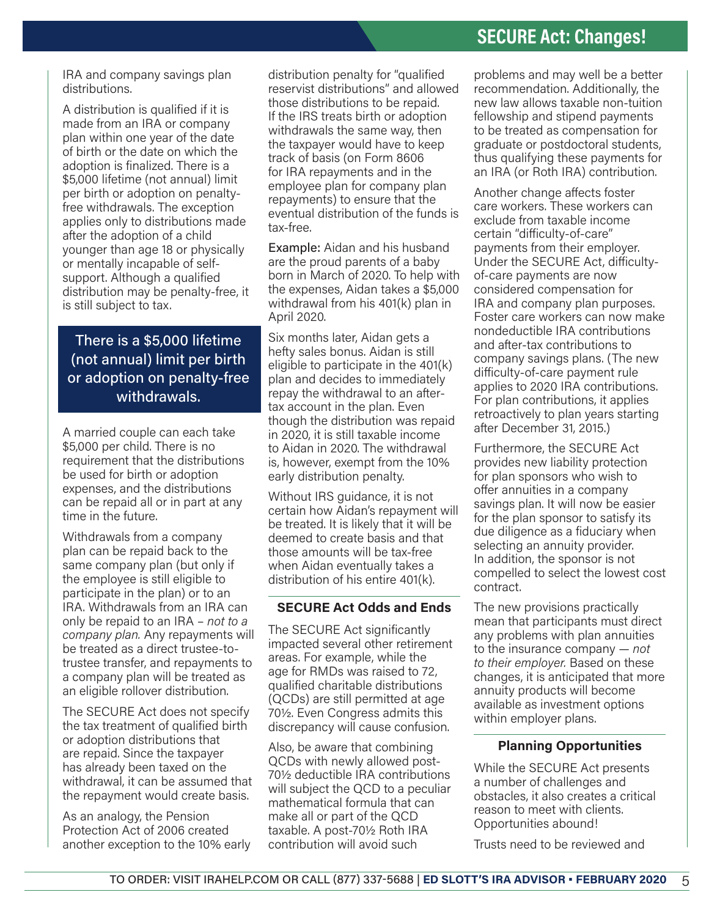IRA and company savings plan distributions.

A distribution is qualified if it is made from an IRA or company plan within one year of the date of birth or the date on which the adoption is finalized. There is a $5,000 lifetime (not annual) limit per birth or adoption on penalty-free withdrawals. The exception applies only to distributions made after the adoption of a child younger than age 18 or physically or mentally incapable of self-support. Although a qualified distribution may be penalty-free, it is still subject to tax.

> There is a $5,000 lifetime (not annual) limit per birth or adoption on penalty-free withdrawals.

A married couple can each take $5,000 per child. There is no requirement that the distributions be used for birth or adoption expenses, and the distributions can be repaid all or in part at any time in the future.

Withdrawals from a company plan can be repaid back to the same company plan (but only if the employee is still eligible to participate in the plan) or to an IRA. Withdrawals from an IRA can only be repaid to an IRA – *not to a company plan.* Any repayments will be treated as a direct trustee-to-trustee transfer, and repayments to a company plan will be treated as an eligible rollover distribution.

The SECURE Act does not specify the tax treatment of qualified birth or adoption distributions that are repaid. Since the taxpayer has already been taxed on the withdrawal, it can be assumed that the repayment would create basis.

As an analogy, the Pension Protection Act of 2006 created another exception to the 10% early distribution penalty for "qualified reservist distributions" and allowed those distributions to be repaid. If the IRS treats birth or adoption withdrawals the same way, then the taxpayer would have to keep track of basis (on Form 8606 for IRA repayments and in the employee plan for company plan repayments) to ensure that the eventual distribution of the funds is tax-free.

**Example:** Aidan and his husband are the proud parents of a baby born in March of 2020. To help with the expenses, Aidan takes a $5,000 withdrawal from his 401(k) plan in April 2020.

Six months later, Aidan gets a hefty sales bonus. Aidan is still eligible to participate in the 401(k) plan and decides to immediately repay the withdrawal to an after-tax account in the plan. Even though the distribution was repaid in 2020, it is still taxable income to Aidan in 2020. The withdrawal is, however, exempt from the 10% early distribution penalty.

Without IRS guidance, it is not certain how Aidan's repayment will be treated. It is likely that it will be deemed to create basis and that those amounts will be tax-free when Aidan eventually takes a distribution of his entire 401(k).

### SECURE Act Odds and Ends

The SECURE Act significantly impacted several other retirement areas. For example, while the age for RMDs was raised to 72, qualified charitable distributions (QCDs) are still permitted at age 70½. Even Congress admits this discrepancy will cause confusion.

Also, be aware that combining QCDs with newly allowed post-70½ deductible IRA contributions will subject the QCD to a peculiar mathematical formula that can make all or part of the QCD taxable. A post-70½ Roth IRA contribution will avoid such problems and may well be a better recommendation. Additionally, the new law allows taxable non-tuition fellowship and stipend payments to be treated as compensation for graduate or postdoctoral students, thus qualifying these payments for an IRA (or Roth IRA) contribution.

Another change affects foster care workers. These workers can exclude from taxable income certain "difficulty-of-care" payments from their employer. Under the SECURE Act, difficulty-of-care payments are now considered compensation for IRA and company plan purposes. Foster care workers can now make nondeductible IRA contributions and after-tax contributions to company savings plans. (The new difficulty-of-care payment rule applies to 2020 IRA contributions. For plan contributions, it applies retroactively to plan years starting after December 31, 2015.)

Furthermore, the SECURE Act provides new liability protection for plan sponsors who wish to offer annuities in a company savings plan. It will now be easier for the plan sponsor to satisfy its due diligence as a fiduciary when selecting an annuity provider. In addition, the sponsor is not compelled to select the lowest cost contract.

The new provisions practically mean that participants must direct any problems with plan annuities to the insurance company — *not to their employer.* Based on these changes, it is anticipated that more annuity products will become available as investment options within employer plans.

### Planning Opportunities

While the SECURE Act presents a number of challenges and obstacles, it also creates a critical reason to meet with clients. Opportunities abound!

Trusts need to be reviewed and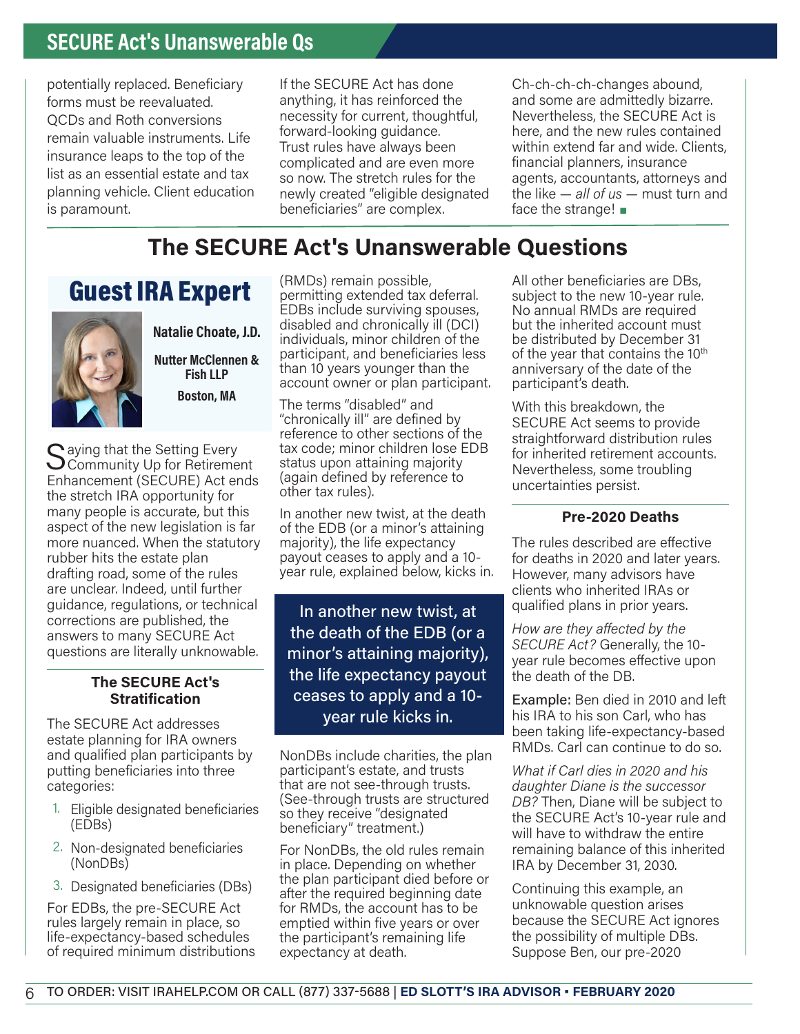potentially replaced. Beneficiary forms must be reevaluated. QCDs and Roth conversions remain valuable instruments. Life insurance leaps to the top of the list as an essential estate and tax planning vehicle. Client education is paramount.

If the SECURE Act has done anything, it has reinforced the necessity for current, thoughtful, forward-looking guidance. Trust rules have always been complicated and are even more so now. The stretch rules for the newly created "eligible designated beneficiaries" are complex.

Ch-ch-ch-ch-changes abound, and some are admittedly bizarre. Nevertheless, the SECURE Act is here, and the new rules contained within extend far and wide. Clients, financial planners, insurance agents, accountants, attorneys and the like — *all of us* — must turn and face the strange! ■

# The SECURE Act's Unanswerable Questions

## Guest IRA Expert

**Natalie Choate, J.D.**

**Nutter McClennen & Fish LLP**

**Boston, MA**

Saying that the Setting Every Community Up for Retirement Enhancement (SECURE) Act ends the stretch IRA opportunity for many people is accurate, but this aspect of the new legislation is far more nuanced. When the statutory rubber hits the estate plan drafting road, some of the rules are unclear. Indeed, until further guidance, regulations, or technical corrections are published, the answers to many SECURE Act questions are literally unknowable.

### The SECURE Act's Stratification

The SECURE Act addresses estate planning for IRA owners and qualified plan participants by putting beneficiaries into three categories:

1. Eligible designated beneficiaries (EDBs)
2. Non-designated beneficiaries (NonDBs)
3. Designated beneficiaries (DBs)

For EDBs, the pre-SECURE Act rules largely remain in place, so life-expectancy-based schedules of required minimum distributions (RMDs) remain possible, permitting extended tax deferral. EDBs include surviving spouses, disabled and chronically ill (DCI) individuals, minor children of the participant, and beneficiaries less than 10 years younger than the account owner or plan participant.

The terms "disabled" and "chronically ill" are defined by reference to other sections of the tax code; minor children lose EDB status upon attaining majority (again defined by reference to other tax rules).

In another new twist, at the death of the EDB (or a minor's attaining majority), the life expectancy payout ceases to apply and a 10-year rule, explained below, kicks in.

> In another new twist, at the death of the EDB (or a minor's attaining majority), the life expectancy payout ceases to apply and a 10-year rule kicks in.

NonDBs include charities, the plan participant's estate, and trusts that are not see-through trusts. (See-through trusts are structured so they receive "designated beneficiary" treatment.)

For NonDBs, the old rules remain in place. Depending on whether the plan participant died before or after the required beginning date for RMDs, the account has to be emptied within five years or over the participant's remaining life expectancy at death.

All other beneficiaries are DBs, subject to the new 10-year rule. No annual RMDs are required but the inherited account must be distributed by December 31 of the year that contains the 10th anniversary of the date of the participant's death.

With this breakdown, the SECURE Act seems to provide straightforward distribution rules for inherited retirement accounts. Nevertheless, some troubling uncertainties persist.

### Pre-2020 Deaths

The rules described are effective for deaths in 2020 and later years. However, many advisors have clients who inherited IRAs or qualified plans in prior years.

*How are they affected by the SECURE Act?* Generally, the 10-year rule becomes effective upon the death of the DB.

**Example:** Ben died in 2010 and left his IRA to his son Carl, who has been taking life-expectancy-based RMDs. Carl can continue to do so.

*What if Carl dies in 2020 and his daughter Diane is the successor DB?* Then, Diane will be subject to the SECURE Act's 10-year rule and will have to withdraw the entire remaining balance of this inherited IRA by December 31, 2030.

Continuing this example, an unknowable question arises because the SECURE Act ignores the possibility of multiple DBs. Suppose Ben, our pre-2020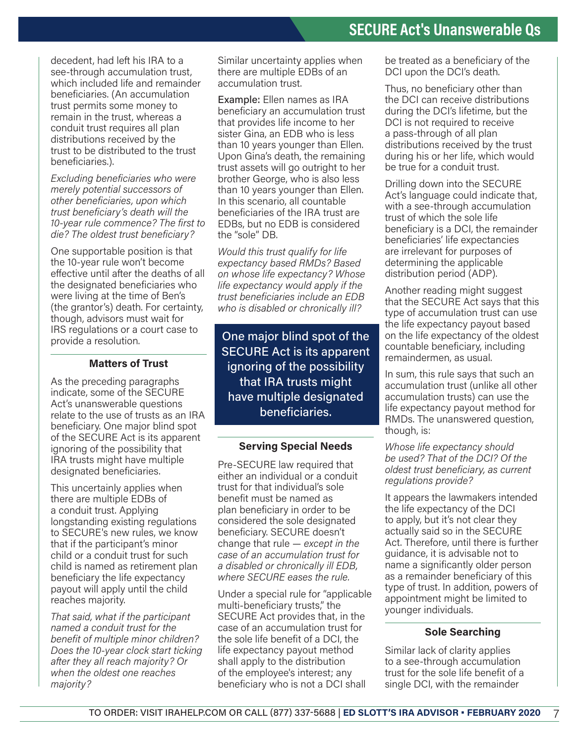decedent, had left his IRA to a see-through accumulation trust, which included life and remainder beneficiaries. (An accumulation trust permits some money to remain in the trust, whereas a conduit trust requires all plan distributions received by the trust to be distributed to the trust beneficiaries.).

*Excluding beneficiaries who were merely potential successors of other beneficiaries, upon which trust beneficiary's death will the 10-year rule commence? The first to die? The oldest trust beneficiary?*

One supportable position is that the 10-year rule won't become effective until after the deaths of all the designated beneficiaries who were living at the time of Ben's (the grantor's) death. For certainty, though, advisors must wait for IRS regulations or a court case to provide a resolution.

### Matters of Trust

As the preceding paragraphs indicate, some of the SECURE Act's unanswerable questions relate to the use of trusts as an IRA beneficiary. One major blind spot of the SECURE Act is its apparent ignoring of the possibility that IRA trusts might have multiple designated beneficiaries.

This uncertainly applies when there are multiple EDBs of a conduit trust. Applying longstanding existing regulations to SECURE's new rules, we know that if the participant's minor child or a conduit trust for such child is named as retirement plan beneficiary the life expectancy payout will apply until the child reaches majority.

*That said, what if the participant named a conduit trust for the benefit of multiple minor children? Does the 10-year clock start ticking after they all reach majority? Or when the oldest one reaches majority?*

Similar uncertainty applies when there are multiple EDBs of an accumulation trust.

Example: Ellen names as IRA beneficiary an accumulation trust that provides life income to her sister Gina, an EDB who is less than 10 years younger than Ellen. Upon Gina's death, the remaining trust assets will go outright to her brother George, who is also less than 10 years younger than Ellen. In this scenario, all countable beneficiaries of the IRA trust are EDBs, but no EDB is considered the "sole" DB.

*Would this trust qualify for life expectancy based RMDs? Based on whose life expectancy? Whose life expectancy would apply if the trust beneficiaries include an EDB who is disabled or chronically ill?*

> One major blind spot of the SECURE Act is its apparent ignoring of the possibility that IRA trusts might have multiple designated beneficiaries.

### Serving Special Needs

Pre-SECURE law required that either an individual or a conduit trust for that individual's sole benefit must be named as plan beneficiary in order to be considered the sole designated beneficiary. SECURE doesn't change that rule — *except in the case of an accumulation trust for a disabled or chronically ill EDB, where SECURE eases the rule.*

Under a special rule for "applicable multi-beneficiary trusts," the SECURE Act provides that, in the case of an accumulation trust for the sole life benefit of a DCI, the life expectancy payout method shall apply to the distribution of the employee's interest; any beneficiary who is not a DCI shall be treated as a beneficiary of the DCI upon the DCI's death.

Thus, no beneficiary other than the DCI can receive distributions during the DCI's lifetime, but the DCI is not required to receive a pass-through of all plan distributions received by the trust during his or her life, which would be true for a conduit trust.

Drilling down into the SECURE Act's language could indicate that, with a see-through accumulation trust of which the sole life beneficiary is a DCI, the remainder beneficiaries' life expectancies are irrelevant for purposes of determining the applicable distribution period (ADP).

Another reading might suggest that the SECURE Act says that this type of accumulation trust can use the life expectancy payout based on the life expectancy of the oldest countable beneficiary, including remaindermen, as usual.

In sum, this rule says that such an accumulation trust (unlike all other accumulation trusts) can use the life expectancy payout method for RMDs. The unanswered question, though, is:

*Whose life expectancy should be used? That of the DCI? Of the oldest trust beneficiary, as current regulations provide?*

It appears the lawmakers intended the life expectancy of the DCI to apply, but it's not clear they actually said so in the SECURE Act. Therefore, until there is further guidance, it is advisable not to name a significantly older person as a remainder beneficiary of this type of trust. In addition, powers of appointment might be limited to younger individuals.

### Sole Searching

Similar lack of clarity applies to a see-through accumulation trust for the sole life benefit of a single DCI, with the remainder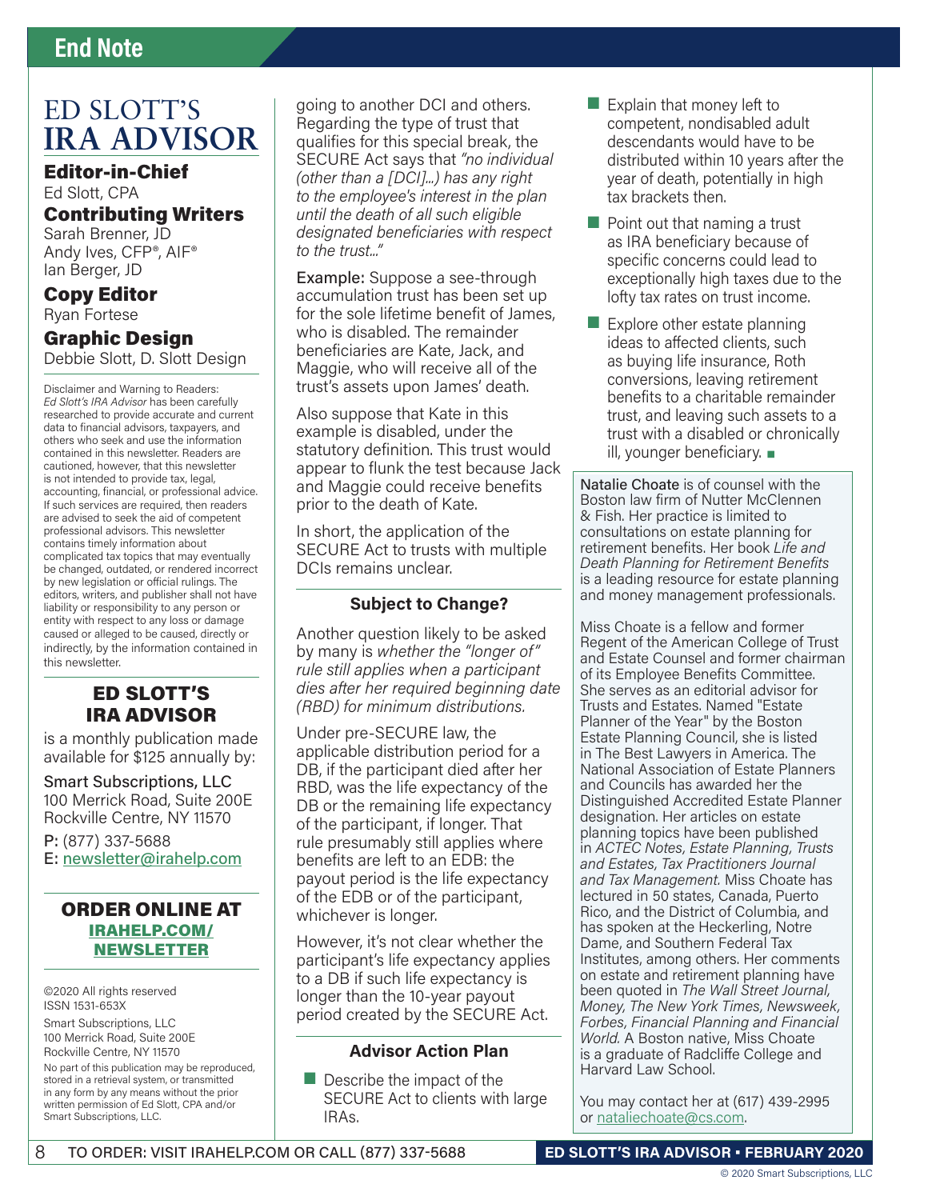## End Note

# ED SLOTT'S IRA ADVISOR

**Editor-in-Chief**
Ed Slott, CPA

**Contributing Writers**
Sarah Brenner, JD
Andy Ives, CFP®, AIF®
Ian Berger, JD

**Copy Editor**
Ryan Fortese

**Graphic Design**
Debbie Slott, D. Slott Design

Disclaimer and Warning to Readers: *Ed Slott's IRA Advisor* has been carefully researched to provide accurate and current data to financial advisors, taxpayers, and others who seek and use the information contained in this newsletter. Readers are cautioned, however, that this newsletter is not intended to provide tax, legal, accounting, financial, or professional advice. If such services are required, then readers are advised to seek the aid of competent professional advisors. This newsletter contains timely information about complicated tax topics that may eventually be changed, outdated, or rendered incorrect by new legislation or official rulings. The editors, writers, and publisher shall not have liability or responsibility to any person or entity with respect to any loss or damage caused or alleged to be caused, directly or indirectly, by the information contained in this newsletter.

**ED SLOTT'S IRA ADVISOR**

is a monthly publication made available for $125 annually by:

Smart Subscriptions, LLC
100 Merrick Road, Suite 200E
Rockville Centre, NY 11570

**P:** (877) 337-5688
**E:** newsletter@irahelp.com

**ORDER ONLINE AT IRAHELP.COM/NEWSLETTER**

©2020 All rights reserved
ISSN 1531-653X

Smart Subscriptions, LLC
100 Merrick Road, Suite 200E
Rockville Centre, NY 11570

No part of this publication may be reproduced, stored in a retrieval system, or transmitted in any form by any means without the prior written permission of Ed Slott, CPA and/or Smart Subscriptions, LLC.

going to another DCI and others. Regarding the type of trust that qualifies for this special break, the SECURE Act says that *"no individual (other than a [DCI]...) has any right to the employee's interest in the plan until the death of all such eligible designated beneficiaries with respect to the trust..."*

**Example:** Suppose a see-through accumulation trust has been set up for the sole lifetime benefit of James, who is disabled. The remainder beneficiaries are Kate, Jack, and Maggie, who will receive all of the trust's assets upon James' death.

Also suppose that Kate in this example is disabled, under the statutory definition. This trust would appear to flunk the test because Jack and Maggie could receive benefits prior to the death of Kate.

In short, the application of the SECURE Act to trusts with multiple DCIs remains unclear.

### Subject to Change?

Another question likely to be asked by many is *whether the "longer of" rule still applies when a participant dies after her required beginning date (RBD) for minimum distributions.*

Under pre-SECURE law, the applicable distribution period for a DB, if the participant died after her RBD, was the life expectancy of the DB or the remaining life expectancy of the participant, if longer. That rule presumably still applies where benefits are left to an EDB: the payout period is the life expectancy of the EDB or of the participant, whichever is longer.

However, it's not clear whether the participant's life expectancy applies to a DB if such life expectancy is longer than the 10-year payout period created by the SECURE Act.

### Advisor Action Plan

- Describe the impact of the SECURE Act to clients with large IRAs.
- Explain that money left to competent, nondisabled adult descendants would have to be distributed within 10 years after the year of death, potentially in high tax brackets then.
- Point out that naming a trust as IRA beneficiary because of specific concerns could lead to exceptionally high taxes due to the lofty tax rates on trust income.
- Explore other estate planning ideas to affected clients, such as buying life insurance, Roth conversions, leaving retirement benefits to a charitable remainder trust, and leaving such assets to a trust with a disabled or chronically ill, younger beneficiary. ■

**Natalie Choate** is of counsel with the Boston law firm of Nutter McClennen & Fish. Her practice is limited to consultations on estate planning for retirement benefits. Her book *Life and Death Planning for Retirement Benefits* is a leading resource for estate planning and money management professionals.

Miss Choate is a fellow and former Regent of the American College of Trust and Estate Counsel and former chairman of its Employee Benefits Committee. She serves as an editorial advisor for Trusts and Estates. Named "Estate Planner of the Year" by the Boston Estate Planning Council, she is listed in The Best Lawyers in America. The National Association of Estate Planners and Councils has awarded her the Distinguished Accredited Estate Planner designation. Her articles on estate planning topics have been published in *ACTEC Notes*, *Estate Planning*, *Trusts and Estates*, *Tax Practitioners Journal and Tax Management.* Miss Choate has lectured in 50 states, Canada, Puerto Rico, and the District of Columbia, and has spoken at the Heckerling, Notre Dame, and Southern Federal Tax Institutes, among others. Her comments on estate and retirement planning have been quoted in *The Wall Street Journal*, *Money*, *The New York Times*, *Newsweek*, *Forbes*, *Financial Planning and Financial World.* A Boston native, Miss Choate is a graduate of Radcliffe College and Harvard Law School.

You may contact her at (617) 439-2995 or nataliechoate@cs.com.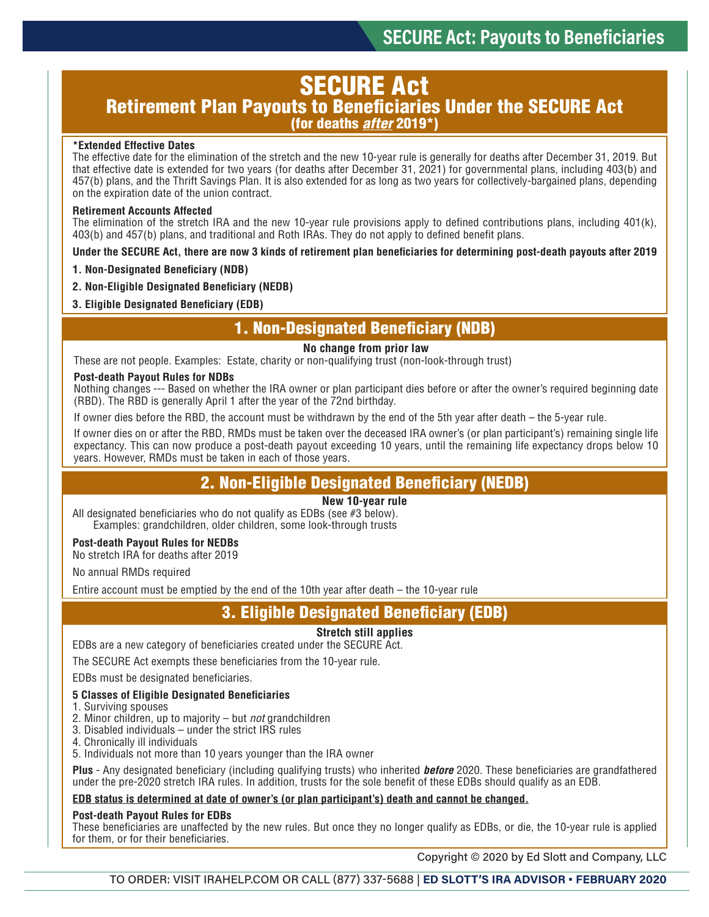# SECURE Act

## Retirement Plan Payouts to Beneficiaries Under the SECURE Act

**(for deaths *after* 2019\*)**

**\*Extended Effective Dates**

The effective date for the elimination of the stretch and the new 10-year rule is generally for deaths after December 31, 2019. But that effective date is extended for two years (for deaths after December 31, 2021) for governmental plans, including 403(b) and 457(b) plans, and the Thrift Savings Plan. It is also extended for as long as two years for collectively-bargained plans, depending on the expiration date of the union contract.

**Retirement Accounts Affected**

The elimination of the stretch IRA and the new 10-year rule provisions apply to defined contributions plans, including 401(k), 403(b) and 457(b) plans, and traditional and Roth IRAs. They do not apply to defined benefit plans.

**Under the SECURE Act, there are now 3 kinds of retirement plan beneficiaries for determining post-death payouts after 2019**

**1. Non-Designated Beneficiary (NDB)**

**2. Non-Eligible Designated Beneficiary (NEDB)**

**3. Eligible Designated Beneficiary (EDB)**

## 1. Non-Designated Beneficiary (NDB)

**No change from prior law**

These are not people. Examples: Estate, charity or non-qualifying trust (non-look-through trust)

**Post-death Payout Rules for NDBs**

Nothing changes --- Based on whether the IRA owner or plan participant dies before or after the owner's required beginning date (RBD). The RBD is generally April 1 after the year of the 72nd birthday.

If owner dies before the RBD, the account must be withdrawn by the end of the 5th year after death – the 5-year rule.

If owner dies on or after the RBD, RMDs must be taken over the deceased IRA owner's (or plan participant's) remaining single life expectancy. This can now produce a post-death payout exceeding 10 years, until the remaining life expectancy drops below 10 years. However, RMDs must be taken in each of those years.

## 2. Non-Eligible Designated Beneficiary (NEDB)

**New 10-year rule**

All designated beneficiaries who do not qualify as EDBs (see #3 below).
Examples: grandchildren, older children, some look-through trusts

**Post-death Payout Rules for NEDBs**

No stretch IRA for deaths after 2019

No annual RMDs required

Entire account must be emptied by the end of the 10th year after death – the 10-year rule

## 3. Eligible Designated Beneficiary (EDB)

**Stretch still applies**

EDBs are a new category of beneficiaries created under the SECURE Act.

The SECURE Act exempts these beneficiaries from the 10-year rule.

EDBs must be designated beneficiaries.

**5 Classes of Eligible Designated Beneficiaries**

1. Surviving spouses
2. Minor children, up to majority – but *not* grandchildren
3. Disabled individuals – under the strict IRS rules
4. Chronically ill individuals
5. Individuals not more than 10 years younger than the IRA owner

**Plus** - Any designated beneficiary (including qualifying trusts) who inherited ***before*** 2020. These beneficiaries are grandfathered under the pre-2020 stretch IRA rules. In addition, trusts for the sole benefit of these EDBs should qualify as an EDB.

**EDB status is determined at date of owner's (or plan participant's) death and cannot be changed.**

**Post-death Payout Rules for EDBs**

These beneficiaries are unaffected by the new rules. But once they no longer qualify as EDBs, or die, the 10-year rule is applied for them, or for their beneficiaries.

Copyright © 2020 by Ed Slott and Company, LLC